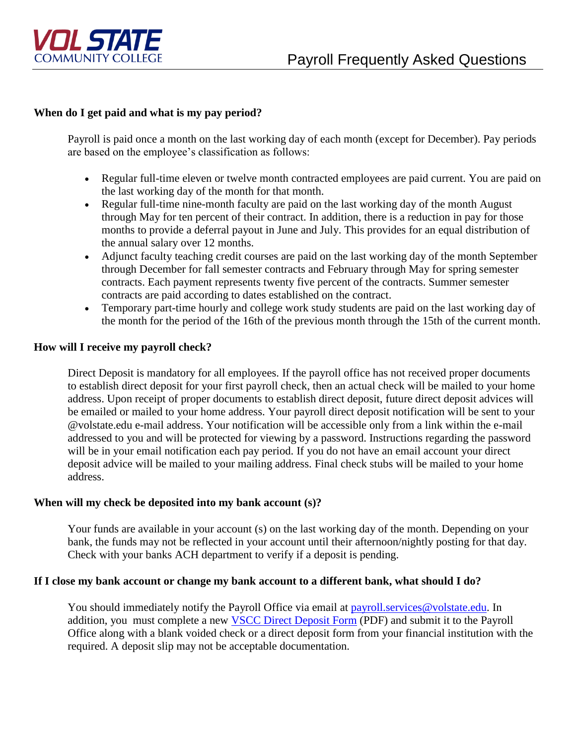VOL STATE COMMUNITY COLLEGE

# Payroll Frequently Asked Questions

## When do I get paid and what is my pay period?

Payroll is paid once a month on the last working day of each month (except for December). Pay periods are based on the employee's classification as follows:

- Regular full-time eleven or twelve month contracted employees are paid current. You are paid on the last working day of the month for that month.
- Regular full-time nine-month faculty are paid on the last working day of the month August through May for ten percent of their contract. In addition, there is a reduction in pay for those months to provide a deferral payout in June and July. This provides for an equal distribution of the annual salary over 12 months.
- Adjunct faculty teaching credit courses are paid on the last working day of the month September through December for fall semester contracts and February through May for spring semester contracts. Each payment represents twenty five percent of the contracts. Summer semester contracts are paid according to dates established on the contract.
- Temporary part-time hourly and college work study students are paid on the last working day of the month for the period of the 16th of the previous month through the 15th of the current month.

## How will I receive my payroll check?

Direct Deposit is mandatory for all employees. If the payroll office has not received proper documents to establish direct deposit for your first payroll check, then an actual check will be mailed to your home address. Upon receipt of proper documents to establish direct deposit, future direct deposit advices will be emailed or mailed to your home address. Your payroll direct deposit notification will be sent to your @volstate.edu e-mail address. Your notification will be accessible only from a link within the e-mail addressed to you and will be protected for viewing by a password. Instructions regarding the password will be in your email notification each pay period. If you do not have an email account your direct deposit advice will be mailed to your mailing address. Final check stubs will be mailed to your home address.

## When will my check be deposited into my bank account (s)?

Your funds are available in your account (s) on the last working day of the month. Depending on your bank, the funds may not be reflected in your account until their afternoon/nightly posting for that day. Check with your banks ACH department to verify if a deposit is pending.

## If I close my bank account or change my bank account to a different bank, what should I do?

You should immediately notify the Payroll Office via email at [payroll.services@volstate.edu](mailto:payroll.services@volstate.edu). In addition, you must complete a new [VSCC Direct Deposit Form](#) (PDF) and submit it to the Payroll Office along with a blank voided check or a direct deposit form from your financial institution with the required. A deposit slip may not be acceptable documentation.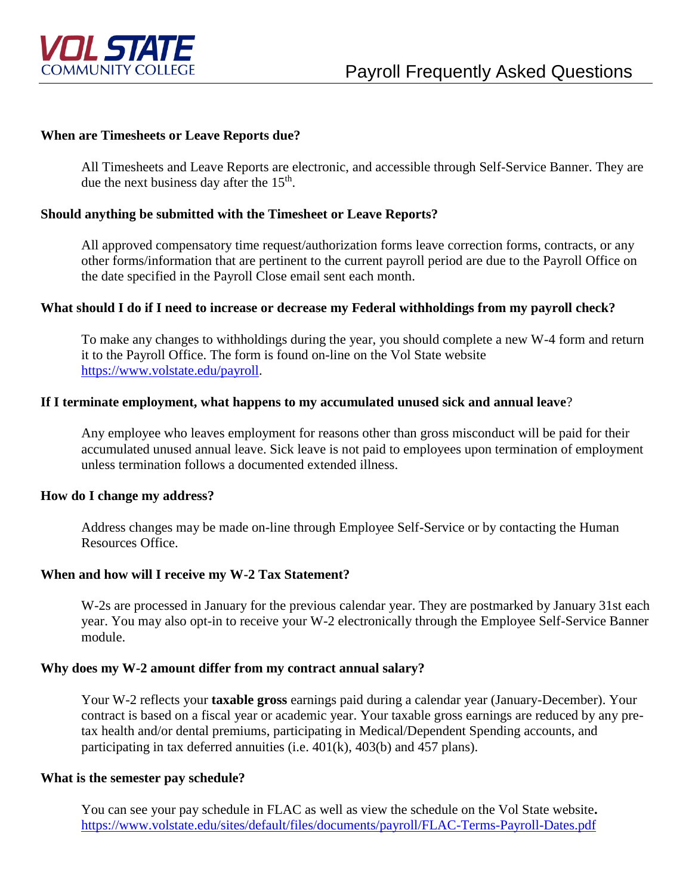# Payroll Frequently Asked Questions

**When are Timesheets or Leave Reports due?**

All Timesheets and Leave Reports are electronic, and accessible through Self-Service Banner. They are due the next business day after the 15th.

**Should anything be submitted with the Timesheet or Leave Reports?**

All approved compensatory time request/authorization forms leave correction forms, contracts, or any other forms/information that are pertinent to the current payroll period are due to the Payroll Office on the date specified in the Payroll Close email sent each month.

**What should I do if I need to increase or decrease my Federal withholdings from my payroll check?**

To make any changes to withholdings during the year, you should complete a new W-4 form and return it to the Payroll Office. The form is found on-line on the Vol State website https://www.volstate.edu/payroll.

**If I terminate employment, what happens to my accumulated unused sick and annual leave**?

Any employee who leaves employment for reasons other than gross misconduct will be paid for their accumulated unused annual leave. Sick leave is not paid to employees upon termination of employment unless termination follows a documented extended illness.

**How do I change my address?**

Address changes may be made on-line through Employee Self-Service or by contacting the Human Resources Office.

**When and how will I receive my W-2 Tax Statement?**

W-2s are processed in January for the previous calendar year. They are postmarked by January 31st each year. You may also opt-in to receive your W-2 electronically through the Employee Self-Service Banner module.

**Why does my W-2 amount differ from my contract annual salary?**

Your W-2 reflects your **taxable gross** earnings paid during a calendar year (January-December). Your contract is based on a fiscal year or academic year. Your taxable gross earnings are reduced by any pre-tax health and/or dental premiums, participating in Medical/Dependent Spending accounts, and participating in tax deferred annuities (i.e. 401(k), 403(b) and 457 plans).

**What is the semester pay schedule?**

You can see your pay schedule in FLAC as well as view the schedule on the Vol State website**.**
https://www.volstate.edu/sites/default/files/documents/payroll/FLAC-Terms-Payroll-Dates.pdf